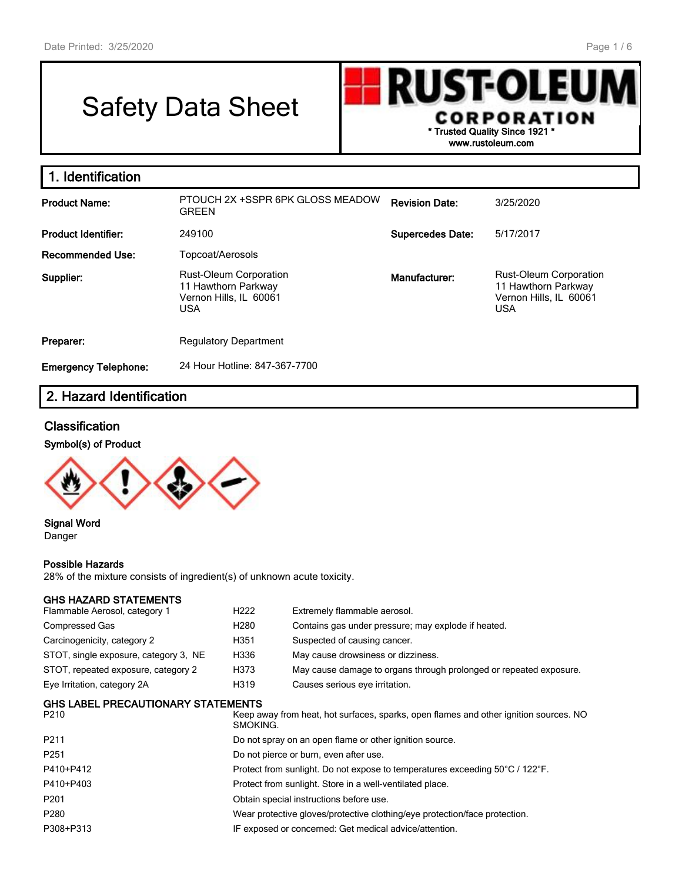# Safety Data Sheet

**RUST-OLEUM CORPORATION**
* Trusted Quality Since 1921 *
www.rustoleum.com

## 1. Identification

| | | | |
|---|---|---|---|
| **Product Name:** | PTOUCH 2X +SSPR 6PK GLOSS MEADOW GREEN | **Revision Date:** | 3/25/2020 |
| **Product Identifier:** | 249100 | **Supercedes Date:** | 5/17/2017 |
| **Recommended Use:** | Topcoat/Aerosols | | |
| **Supplier:** | Rust-Oleum Corporation<br>11 Hawthorn Parkway<br>Vernon Hills, IL 60061<br>USA | **Manufacturer:** | Rust-Oleum Corporation<br>11 Hawthorn Parkway<br>Vernon Hills, IL 60061<br>USA |
| **Preparer:** | Regulatory Department | | |
| **Emergency Telephone:** | 24 Hour Hotline: 847-367-7700 | | |

## 2. Hazard Identification

### Classification

**Symbol(s) of Product**

**Signal Word**
Danger

**Possible Hazards**
28% of the mixture consists of ingredient(s) of unknown acute toxicity.

**GHS HAZARD STATEMENTS**

| | | |
|---|---|---|
| Flammable Aerosol, category 1 | H222 | Extremely flammable aerosol. |
| Compressed Gas | H280 | Contains gas under pressure; may explode if heated. |
| Carcinogenicity, category 2 | H351 | Suspected of causing cancer. |
| STOT, single exposure, category 3, NE | H336 | May cause drowsiness or dizziness. |
| STOT, repeated exposure, category 2 | H373 | May cause damage to organs through prolonged or repeated exposure. |
| Eye Irritation, category 2A | H319 | Causes serious eye irritation. |

**GHS LABEL PRECAUTIONARY STATEMENTS**

| | |
|---|---|
| P210 | Keep away from heat, hot surfaces, sparks, open flames and other ignition sources. NO SMOKING. |
| P211 | Do not spray on an open flame or other ignition source. |
| P251 | Do not pierce or burn, even after use. |
| P410+P412 | Protect from sunlight. Do not expose to temperatures exceeding 50°C / 122°F. |
| P410+P403 | Protect from sunlight. Store in a well-ventilated place. |
| P201 | Obtain special instructions before use. |
| P280 | Wear protective gloves/protective clothing/eye protection/face protection. |
| P308+P313 | IF exposed or concerned: Get medical advice/attention. |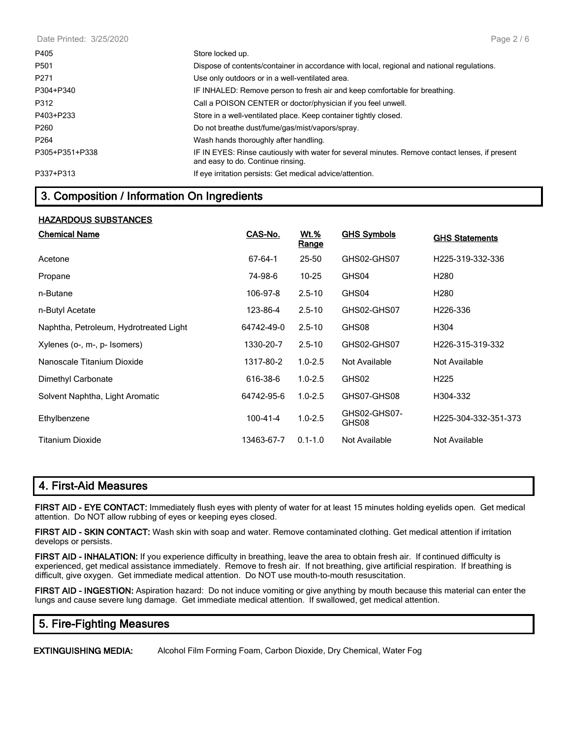| | |
|---|---|
| P405 | Store locked up. |
| P501 | Dispose of contents/container in accordance with local, regional and national regulations. |
| P271 | Use only outdoors or in a well-ventilated area. |
| P304+P340 | IF INHALED: Remove person to fresh air and keep comfortable for breathing. |
| P312 | Call a POISON CENTER or doctor/physician if you feel unwell. |
| P403+P233 | Store in a well-ventilated place. Keep container tightly closed. |
| P260 | Do not breathe dust/fume/gas/mist/vapors/spray. |
| P264 | Wash hands thoroughly after handling. |
| P305+P351+P338 | IF IN EYES: Rinse cautiously with water for several minutes. Remove contact lenses, if present and easy to do. Continue rinsing. |
| P337+P313 | If eye irritation persists: Get medical advice/attention. |

## 3. Composition / Information On Ingredients

**HAZARDOUS SUBSTANCES**

| Chemical Name | CAS-No. | Wt.% Range | GHS Symbols | GHS Statements |
|---|---|---|---|---|
| Acetone | 67-64-1 | 25-50 | GHS02-GHS07 | H225-319-332-336 |
| Propane | 74-98-6 | 10-25 | GHS04 | H280 |
| n-Butane | 106-97-8 | 2.5-10 | GHS04 | H280 |
| n-Butyl Acetate | 123-86-4 | 2.5-10 | GHS02-GHS07 | H226-336 |
| Naphtha, Petroleum, Hydrotreated Light | 64742-49-0 | 2.5-10 | GHS08 | H304 |
| Xylenes (o-, m-, p- Isomers) | 1330-20-7 | 2.5-10 | GHS02-GHS07 | H226-315-319-332 |
| Nanoscale Titanium Dioxide | 1317-80-2 | 1.0-2.5 | Not Available | Not Available |
| Dimethyl Carbonate | 616-38-6 | 1.0-2.5 | GHS02 | H225 |
| Solvent Naphtha, Light Aromatic | 64742-95-6 | 1.0-2.5 | GHS07-GHS08 | H304-332 |
| Ethylbenzene | 100-41-4 | 1.0-2.5 | GHS02-GHS07-GHS08 | H225-304-332-351-373 |
| Titanium Dioxide | 13463-67-7 | 0.1-1.0 | Not Available | Not Available |

## 4. First-Aid Measures

**FIRST AID - EYE CONTACT:** Immediately flush eyes with plenty of water for at least 15 minutes holding eyelids open. Get medical attention. Do NOT allow rubbing of eyes or keeping eyes closed.

**FIRST AID - SKIN CONTACT:** Wash skin with soap and water. Remove contaminated clothing. Get medical attention if irritation develops or persists.

**FIRST AID - INHALATION:** If you experience difficulty in breathing, leave the area to obtain fresh air. If continued difficulty is experienced, get medical assistance immediately. Remove to fresh air. If not breathing, give artificial respiration. If breathing is difficult, give oxygen. Get immediate medical attention. Do NOT use mouth-to-mouth resuscitation.

**FIRST AID - INGESTION:** Aspiration hazard: Do not induce vomiting or give anything by mouth because this material can enter the lungs and cause severe lung damage. Get immediate medical attention. If swallowed, get medical attention.

## 5. Fire-Fighting Measures

**EXTINGUISHING MEDIA:** Alcohol Film Forming Foam, Carbon Dioxide, Dry Chemical, Water Fog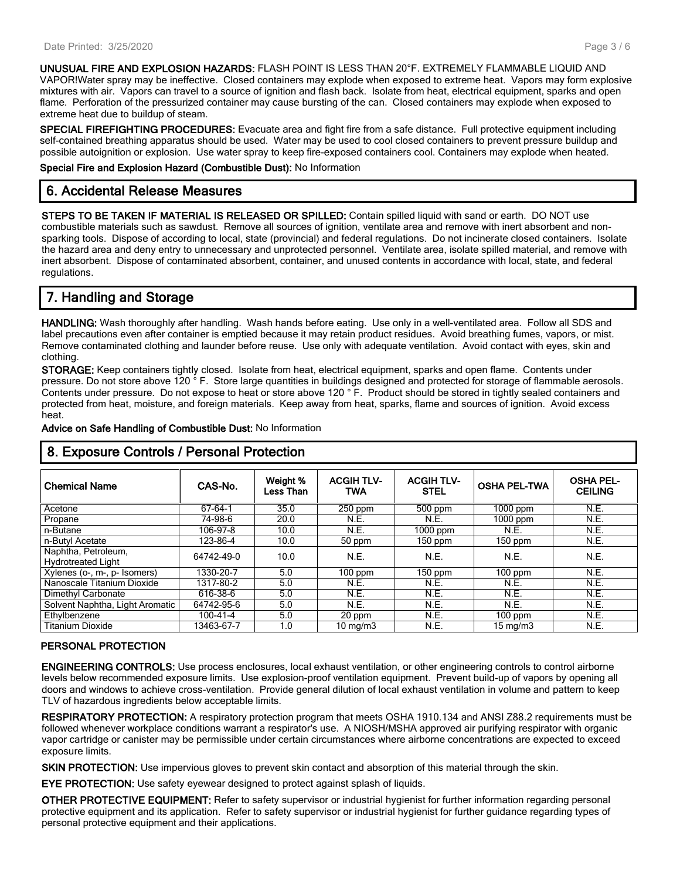**UNUSUAL FIRE AND EXPLOSION HAZARDS:** FLASH POINT IS LESS THAN 20°F. EXTREMELY FLAMMABLE LIQUID AND VAPOR!Water spray may be ineffective. Closed containers may explode when exposed to extreme heat. Vapors may form explosive mixtures with air. Vapors can travel to a source of ignition and flash back. Isolate from heat, electrical equipment, sparks and open flame. Perforation of the pressurized container may cause bursting of the can. Closed containers may explode when exposed to extreme heat due to buildup of steam.

**SPECIAL FIREFIGHTING PROCEDURES:** Evacuate area and fight fire from a safe distance. Full protective equipment including self-contained breathing apparatus should be used. Water may be used to cool closed containers to prevent pressure buildup and possible autoignition or explosion. Use water spray to keep fire-exposed containers cool. Containers may explode when heated.

**Special Fire and Explosion Hazard (Combustible Dust):** No Information

## 6. Accidental Release Measures

**STEPS TO BE TAKEN IF MATERIAL IS RELEASED OR SPILLED:** Contain spilled liquid with sand or earth. DO NOT use combustible materials such as sawdust. Remove all sources of ignition, ventilate area and remove with inert absorbent and non-sparking tools. Dispose of according to local, state (provincial) and federal regulations. Do not incinerate closed containers. Isolate the hazard area and deny entry to unnecessary and unprotected personnel. Ventilate area, isolate spilled material, and remove with inert absorbent. Dispose of contaminated absorbent, container, and unused contents in accordance with local, state, and federal regulations.

## 7. Handling and Storage

**HANDLING:** Wash thoroughly after handling. Wash hands before eating. Use only in a well-ventilated area. Follow all SDS and label precautions even after container is emptied because it may retain product residues. Avoid breathing fumes, vapors, or mist. Remove contaminated clothing and launder before reuse. Use only with adequate ventilation. Avoid contact with eyes, skin and clothing.

**STORAGE:** Keep containers tightly closed. Isolate from heat, electrical equipment, sparks and open flame. Contents under pressure. Do not store above 120 ° F. Store large quantities in buildings designed and protected for storage of flammable aerosols. Contents under pressure. Do not expose to heat or store above 120 ° F. Product should be stored in tightly sealed containers and protected from heat, moisture, and foreign materials. Keep away from heat, sparks, flame and sources of ignition. Avoid excess heat.

**Advice on Safe Handling of Combustible Dust:** No Information

## 8. Exposure Controls / Personal Protection

| Chemical Name | CAS-No. | Weight % Less Than | ACGIH TLV-TWA | ACGIH TLV-STEL | OSHA PEL-TWA | OSHA PEL-CEILING |
|---|---|---|---|---|---|---|
| Acetone | 67-64-1 | 35.0 | 250 ppm | 500 ppm | 1000 ppm | N.E. |
| Propane | 74-98-6 | 20.0 | N.E. | N.E. | 1000 ppm | N.E. |
| n-Butane | 106-97-8 | 10.0 | N.E. | 1000 ppm | N.E. | N.E. |
| n-Butyl Acetate | 123-86-4 | 10.0 | 50 ppm | 150 ppm | 150 ppm | N.E. |
| Naphtha, Petroleum, Hydrotreated Light | 64742-49-0 | 10.0 | N.E. | N.E. | N.E. | N.E. |
| Xylenes (o-, m-, p- Isomers) | 1330-20-7 | 5.0 | 100 ppm | 150 ppm | 100 ppm | N.E. |
| Nanoscale Titanium Dioxide | 1317-80-2 | 5.0 | N.E. | N.E. | N.E. | N.E. |
| Dimethyl Carbonate | 616-38-6 | 5.0 | N.E. | N.E. | N.E. | N.E. |
| Solvent Naphtha, Light Aromatic | 64742-95-6 | 5.0 | N.E. | N.E. | N.E. | N.E. |
| Ethylbenzene | 100-41-4 | 5.0 | 20 ppm | N.E. | 100 ppm | N.E. |
| Titanium Dioxide | 13463-67-7 | 1.0 | 10 mg/m3 | N.E. | 15 mg/m3 | N.E. |

### PERSONAL PROTECTION

**ENGINEERING CONTROLS:** Use process enclosures, local exhaust ventilation, or other engineering controls to control airborne levels below recommended exposure limits. Use explosion-proof ventilation equipment. Prevent build-up of vapors by opening all doors and windows to achieve cross-ventilation. Provide general dilution of local exhaust ventilation in volume and pattern to keep TLV of hazardous ingredients below acceptable limits.

**RESPIRATORY PROTECTION:** A respiratory protection program that meets OSHA 1910.134 and ANSI Z88.2 requirements must be followed whenever workplace conditions warrant a respirator's use. A NIOSH/MSHA approved air purifying respirator with organic vapor cartridge or canister may be permissible under certain circumstances where airborne concentrations are expected to exceed exposure limits.

**SKIN PROTECTION:** Use impervious gloves to prevent skin contact and absorption of this material through the skin.

**EYE PROTECTION:** Use safety eyewear designed to protect against splash of liquids.

**OTHER PROTECTIVE EQUIPMENT:** Refer to safety supervisor or industrial hygienist for further information regarding personal protective equipment and its application. Refer to safety supervisor or industrial hygienist for further guidance regarding types of personal protective equipment and their applications.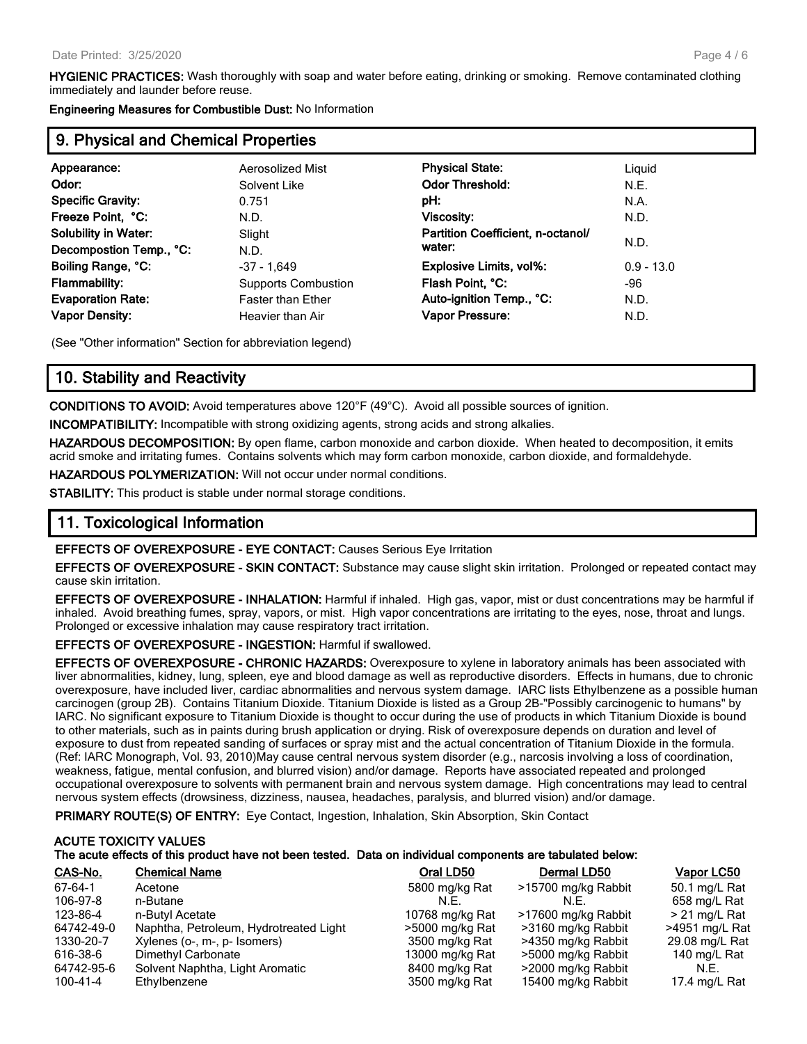**HYGIENIC PRACTICES:** Wash thoroughly with soap and water before eating, drinking or smoking. Remove contaminated clothing immediately and launder before reuse.

**Engineering Measures for Combustible Dust:** No Information

## 9. Physical and Chemical Properties

| | | | |
|---|---|---|---|
| **Appearance:** | Aerosolized Mist | **Physical State:** | Liquid |
| **Odor:** | Solvent Like | **Odor Threshold:** | N.E. |
| **Specific Gravity:** | 0.751 | **pH:** | N.A. |
| **Freeze Point, °C:** | N.D. | **Viscosity:** | N.D. |
| **Solubility in Water:** | Slight | **Partition Coefficient, n-octanol/ water:** | N.D. |
| **Decompostion Temp., °C:** | N.D. | | |
| **Boiling Range, °C:** | -37 - 1,649 | **Explosive Limits, vol%:** | 0.9 - 13.0 |
| **Flammability:** | Supports Combustion | **Flash Point, °C:** | -96 |
| **Evaporation Rate:** | Faster than Ether | **Auto-ignition Temp., °C:** | N.D. |
| **Vapor Density:** | Heavier than Air | **Vapor Pressure:** | N.D. |

(See "Other information" Section for abbreviation legend)

## 10. Stability and Reactivity

**CONDITIONS TO AVOID:** Avoid temperatures above 120°F (49°C). Avoid all possible sources of ignition.

**INCOMPATIBILITY:** Incompatible with strong oxidizing agents, strong acids and strong alkalies.

**HAZARDOUS DECOMPOSITION:** By open flame, carbon monoxide and carbon dioxide. When heated to decomposition, it emits acrid smoke and irritating fumes. Contains solvents which may form carbon monoxide, carbon dioxide, and formaldehyde.

**HAZARDOUS POLYMERIZATION:** Will not occur under normal conditions.

**STABILITY:** This product is stable under normal storage conditions.

## 11. Toxicological Information

**EFFECTS OF OVEREXPOSURE - EYE CONTACT:** Causes Serious Eye Irritation

**EFFECTS OF OVEREXPOSURE - SKIN CONTACT:** Substance may cause slight skin irritation. Prolonged or repeated contact may cause skin irritation.

**EFFECTS OF OVEREXPOSURE - INHALATION:** Harmful if inhaled. High gas, vapor, mist or dust concentrations may be harmful if inhaled. Avoid breathing fumes, spray, vapors, or mist. High vapor concentrations are irritating to the eyes, nose, throat and lungs. Prolonged or excessive inhalation may cause respiratory tract irritation.

**EFFECTS OF OVEREXPOSURE - INGESTION:** Harmful if swallowed.

**EFFECTS OF OVEREXPOSURE - CHRONIC HAZARDS:** Overexposure to xylene in laboratory animals has been associated with liver abnormalities, kidney, lung, spleen, eye and blood damage as well as reproductive disorders. Effects in humans, due to chronic overexposure, have included liver, cardiac abnormalities and nervous system damage. IARC lists Ethylbenzene as a possible human carcinogen (group 2B). Contains Titanium Dioxide. Titanium Dioxide is listed as a Group 2B-"Possibly carcinogenic to humans" by IARC. No significant exposure to Titanium Dioxide is thought to occur during the use of products in which Titanium Dioxide is bound to other materials, such as in paints during brush application or drying. Risk of overexposure depends on duration and level of exposure to dust from repeated sanding of surfaces or spray mist and the actual concentration of Titanium Dioxide in the formula. (Ref: IARC Monograph, Vol. 93, 2010)May cause central nervous system disorder (e.g., narcosis involving a loss of coordination, weakness, fatigue, mental confusion, and blurred vision) and/or damage. Reports have associated repeated and prolonged occupational overexposure to solvents with permanent brain and nervous system damage. High concentrations may lead to central nervous system effects (drowsiness, dizziness, nausea, headaches, paralysis, and blurred vision) and/or damage.

**PRIMARY ROUTE(S) OF ENTRY:** Eye Contact, Ingestion, Inhalation, Skin Absorption, Skin Contact

**ACUTE TOXICITY VALUES**
**The acute effects of this product have not been tested. Data on individual components are tabulated below:**

| CAS-No. | Chemical Name | Oral LD50 | Dermal LD50 | Vapor LC50 |
|---|---|---|---|---|
| 67-64-1 | Acetone | 5800 mg/kg Rat | >15700 mg/kg Rabbit | 50.1 mg/L Rat |
| 106-97-8 | n-Butane | N.E. | N.E. | 658 mg/L Rat |
| 123-86-4 | n-Butyl Acetate | 10768 mg/kg Rat | >17600 mg/kg Rabbit | > 21 mg/L Rat |
| 64742-49-0 | Naphtha, Petroleum, Hydrotreated Light | >5000 mg/kg Rat | >3160 mg/kg Rabbit | >4951 mg/L Rat |
| 1330-20-7 | Xylenes (o-, m-, p- Isomers) | 3500 mg/kg Rat | >4350 mg/kg Rabbit | 29.08 mg/L Rat |
| 616-38-6 | Dimethyl Carbonate | 13000 mg/kg Rat | >5000 mg/kg Rabbit | 140 mg/L Rat |
| 64742-95-6 | Solvent Naphtha, Light Aromatic | 8400 mg/kg Rat | >2000 mg/kg Rabbit | N.E. |
| 100-41-4 | Ethylbenzene | 3500 mg/kg Rat | 15400 mg/kg Rabbit | 17.4 mg/L Rat |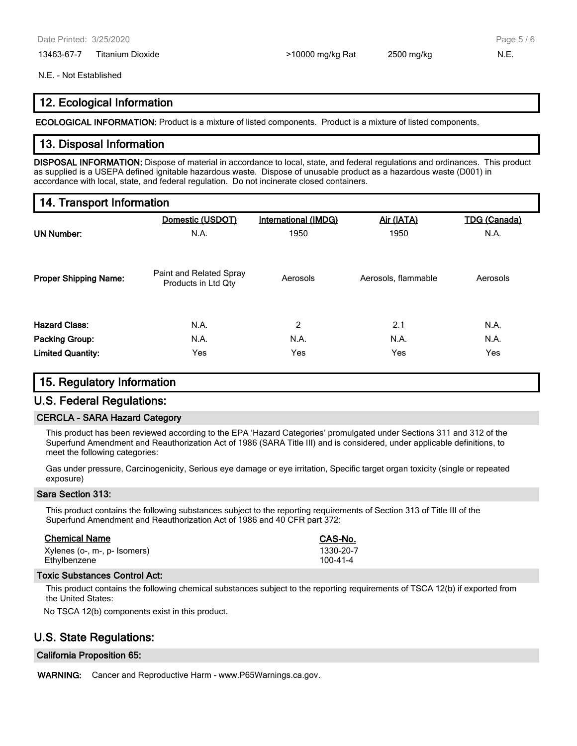| 13463-67-7 | Titanium Dioxide | >10000 mg/kg Rat | 2500 mg/kg | N.E. |
|---|---|---|---|---|

N.E. - Not Established

## 12. Ecological Information

**ECOLOGICAL INFORMATION:** Product is a mixture of listed components. Product is a mixture of listed components.

## 13. Disposal Information

**DISPOSAL INFORMATION:** Dispose of material in accordance to local, state, and federal regulations and ordinances. This product as supplied is a USEPA defined ignitable hazardous waste. Dispose of unusable product as a hazardous waste (D001) in accordance with local, state, and federal regulation. Do not incinerate closed containers.

## 14. Transport Information

| | Domestic (USDOT) | International (IMDG) | Air (IATA) | TDG (Canada) |
|---|---|---|---|---|
| **UN Number:** | N.A. | 1950 | 1950 | N.A. |
| **Proper Shipping Name:** | Paint and Related Spray Products in Ltd Qty | Aerosols | Aerosols, flammable | Aerosols |
| **Hazard Class:** | N.A. | 2 | 2.1 | N.A. |
| **Packing Group:** | N.A. | N.A. | N.A. | N.A. |
| **Limited Quantity:** | Yes | Yes | Yes | Yes |

## 15. Regulatory Information

## U.S. Federal Regulations:

### CERCLA - SARA Hazard Category

This product has been reviewed according to the EPA 'Hazard Categories' promulgated under Sections 311 and 312 of the Superfund Amendment and Reauthorization Act of 1986 (SARA Title III) and is considered, under applicable definitions, to meet the following categories:

Gas under pressure, Carcinogenicity, Serious eye damage or eye irritation, Specific target organ toxicity (single or repeated exposure)

### Sara Section 313:

This product contains the following substances subject to the reporting requirements of Section 313 of Title III of the Superfund Amendment and Reauthorization Act of 1986 and 40 CFR part 372:

| Chemical Name | CAS-No. |
|---|---|
| Xylenes (o-, m-, p- Isomers) | 1330-20-7 |
| Ethylbenzene | 100-41-4 |

### Toxic Substances Control Act:

This product contains the following chemical substances subject to the reporting requirements of TSCA 12(b) if exported from the United States:

No TSCA 12(b) components exist in this product.

## U.S. State Regulations:

### California Proposition 65:

**WARNING:** Cancer and Reproductive Harm - www.P65Warnings.ca.gov.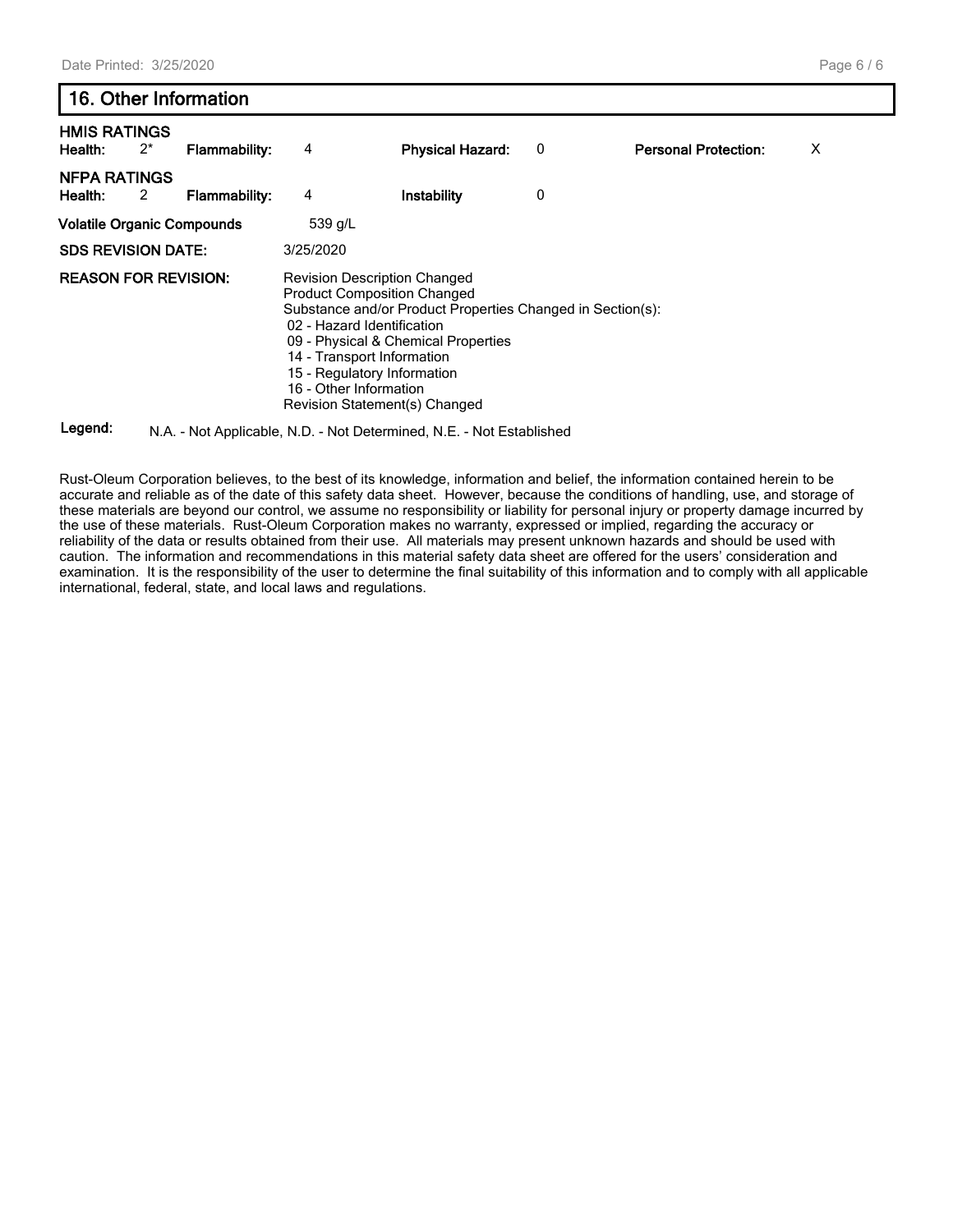## 16. Other Information

**HMIS RATINGS**

| | | | | | | | |
|---|---|---|---|---|---|---|---|
| **Health:** | 2* | **Flammability:** | 4 | **Physical Hazard:** | 0 | **Personal Protection:** | X |

**NFPA RATINGS**

| | | | | | |
|---|---|---|---|---|---|
| **Health:** | 2 | **Flammability:** | 4 | **Instability** | 0 |

**Volatile Organic Compounds** 539 g/L

**SDS REVISION DATE:** 3/25/2020

**REASON FOR REVISION:**
Revision Description Changed
Product Composition Changed
Substance and/or Product Properties Changed in Section(s):
02 - Hazard Identification
09 - Physical & Chemical Properties
14 - Transport Information
15 - Regulatory Information
16 - Other Information
Revision Statement(s) Changed

**Legend:** N.A. - Not Applicable, N.D. - Not Determined, N.E. - Not Established

Rust-Oleum Corporation believes, to the best of its knowledge, information and belief, the information contained herein to be accurate and reliable as of the date of this safety data sheet. However, because the conditions of handling, use, and storage of these materials are beyond our control, we assume no responsibility or liability for personal injury or property damage incurred by the use of these materials. Rust-Oleum Corporation makes no warranty, expressed or implied, regarding the accuracy or reliability of the data or results obtained from their use. All materials may present unknown hazards and should be used with caution. The information and recommendations in this material safety data sheet are offered for the users' consideration and examination. It is the responsibility of the user to determine the final suitability of this information and to comply with all applicable international, federal, state, and local laws and regulations.